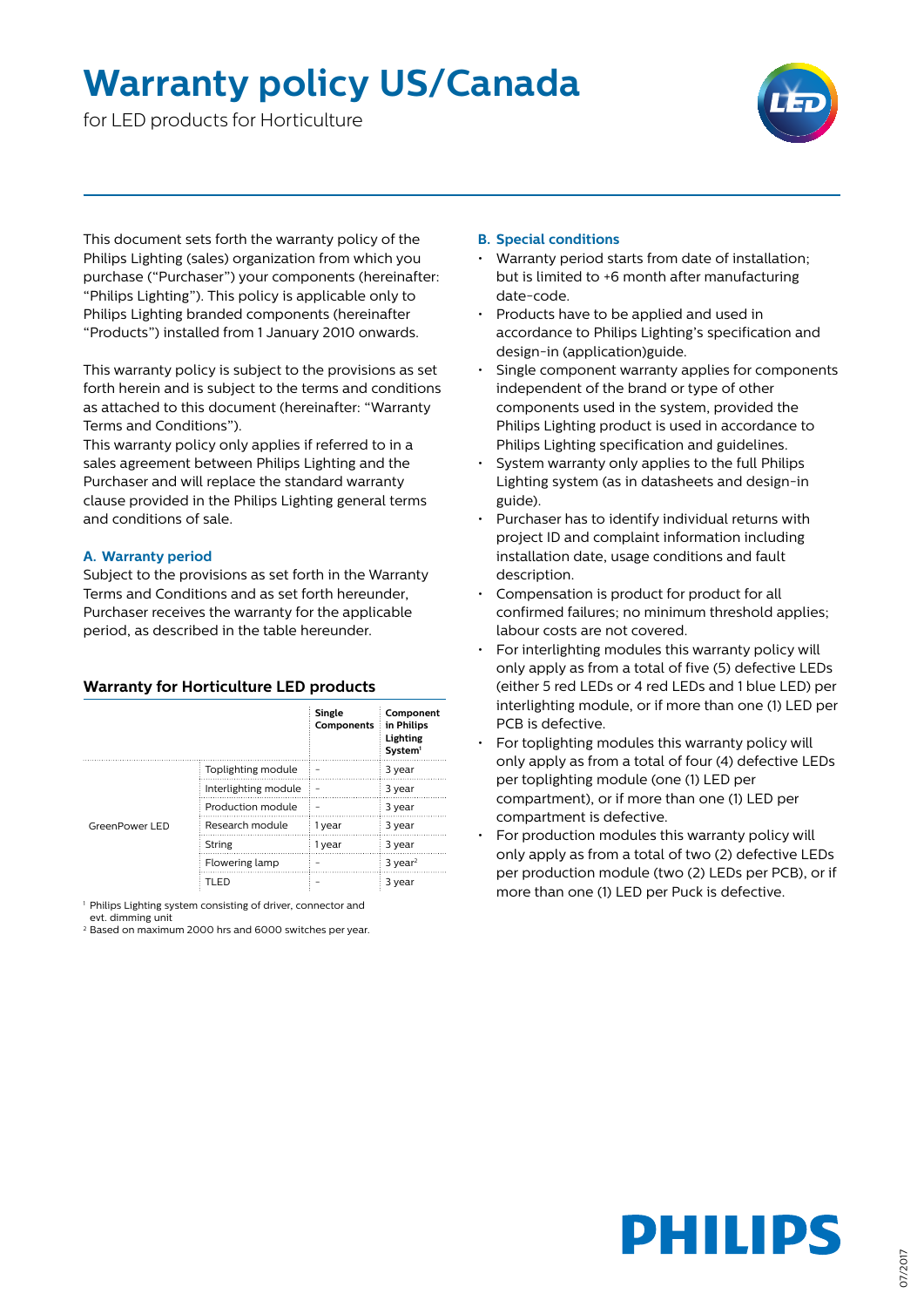# Warranty policy US/Canada

for LED products for Horticulture

This document sets forth the warranty policy of the Philips Lighting (sales) organization from which you purchase ("Purchaser") your components (hereinafter: "Philips Lighting"). This policy is applicable only to Philips Lighting branded components (hereinafter "Products") installed from 1 January 2010 onwards.

This warranty policy is subject to the provisions as set forth herein and is subject to the terms and conditions as attached to this document (hereinafter: "Warranty Terms and Conditions").
This warranty policy only applies if referred to in a sales agreement between Philips Lighting and the Purchaser and will replace the standard warranty clause provided in the Philips Lighting general terms and conditions of sale.

## A. Warranty period

Subject to the provisions as set forth in the Warranty Terms and Conditions and as set forth hereunder, Purchaser receives the warranty for the applicable period, as described in the table hereunder.

### Warranty for Horticulture LED products

| | | Single Components | Component in Philips Lighting System[1] |
|---|---|---|---|
| GreenPower LED | Toplighting module | – | 3 year |
| | Interlighting module | – | 3 year |
| | Production module | – | 3 year |
| | Research module | 1 year | 3 year |
| | String | 1 year | 3 year |
| | Flowering lamp | – | 3 year[2] |
| | TLED | – | 3 year |

[1] Philips Lighting system consisting of driver, connector and evt. dimming unit
[2] Based on maximum 2000 hrs and 6000 switches per year.

## B. Special conditions

- Warranty period starts from date of installation; but is limited to +6 month after manufacturing date-code.
- Products have to be applied and used in accordance to Philips Lighting's specification and design-in (application)guide.
- Single component warranty applies for components independent of the brand or type of other components used in the system, provided the Philips Lighting product is used in accordance to Philips Lighting specification and guidelines.
- System warranty only applies to the full Philips Lighting system (as in datasheets and design-in guide).
- Purchaser has to identify individual returns with project ID and complaint information including installation date, usage conditions and fault description.
- Compensation is product for product for all confirmed failures; no minimum threshold applies; labour costs are not covered.
- For interlighting modules this warranty policy will only apply as from a total of five (5) defective LEDs (either 5 red LEDs or 4 red LEDs and 1 blue LED) per interlighting module, or if more than one (1) LED per PCB is defective.
- For toplighting modules this warranty policy will only apply as from a total of four (4) defective LEDs per toplighting module (one (1) LED per compartment), or if more than one (1) LED per compartment is defective.
- For production modules this warranty policy will only apply as from a total of two (2) defective LEDs per production module (two (2) LEDs per PCB), or if more than one (1) LED per Puck is defective.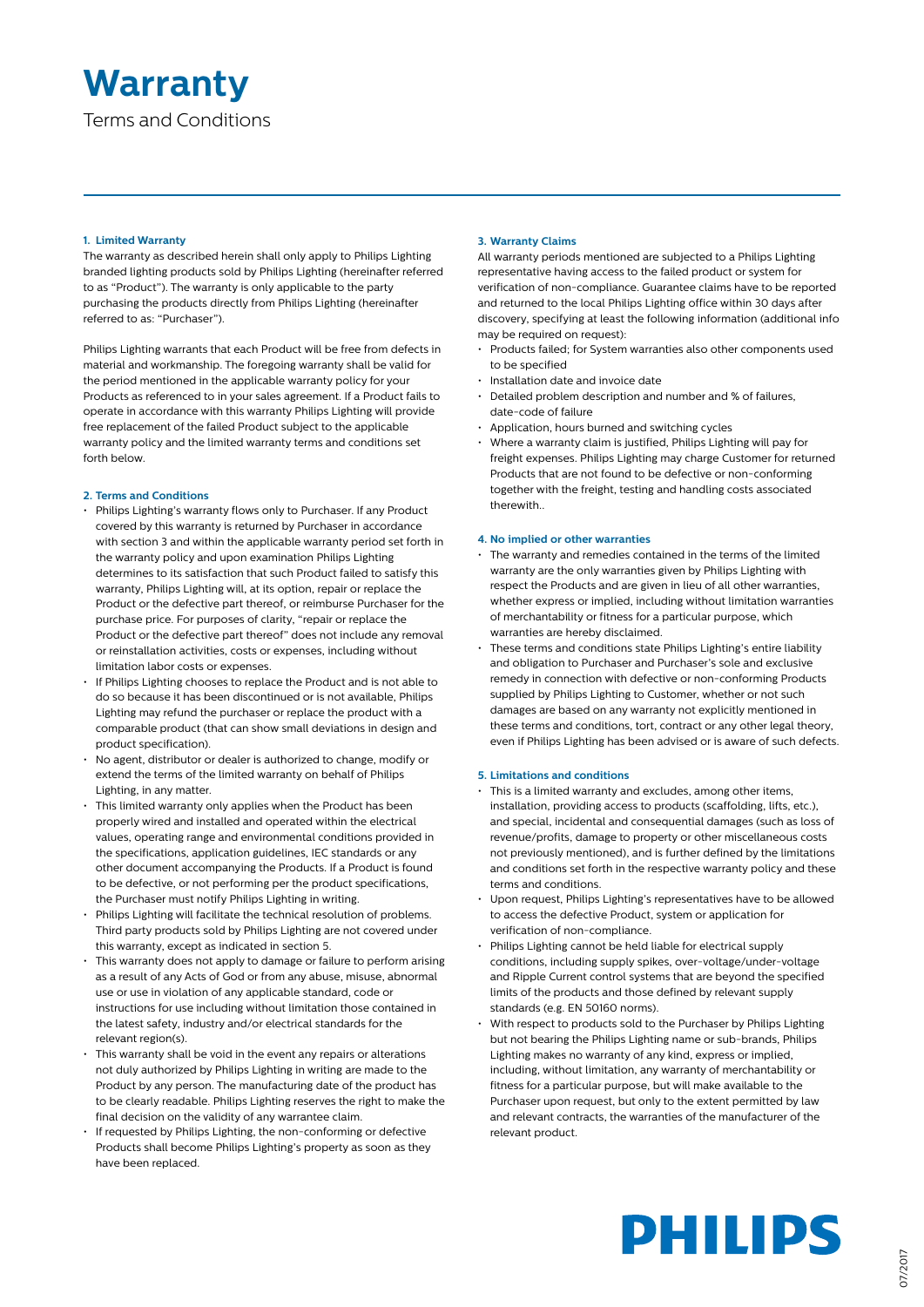# Warranty

Terms and Conditions

### 1. Limited Warranty

The warranty as described herein shall only apply to Philips Lighting branded lighting products sold by Philips Lighting (hereinafter referred to as "Product"). The warranty is only applicable to the party purchasing the products directly from Philips Lighting (hereinafter referred to as: "Purchaser").

Philips Lighting warrants that each Product will be free from defects in material and workmanship. The foregoing warranty shall be valid for the period mentioned in the applicable warranty policy for your Products as referenced to in your sales agreement. If a Product fails to operate in accordance with this warranty Philips Lighting will provide free replacement of the failed Product subject to the applicable warranty policy and the limited warranty terms and conditions set forth below.

### 2. Terms and Conditions

- Philips Lighting's warranty flows only to Purchaser. If any Product covered by this warranty is returned by Purchaser in accordance with section 3 and within the applicable warranty period set forth in the warranty policy and upon examination Philips Lighting determines to its satisfaction that such Product failed to satisfy this warranty, Philips Lighting will, at its option, repair or replace the Product or the defective part thereof, or reimburse Purchaser for the purchase price. For purposes of clarity, "repair or replace the Product or the defective part thereof" does not include any removal or reinstallation activities, costs or expenses, including without limitation labor costs or expenses.
- If Philips Lighting chooses to replace the Product and is not able to do so because it has been discontinued or is not available, Philips Lighting may refund the purchaser or replace the product with a comparable product (that can show small deviations in design and product specification).
- No agent, distributor or dealer is authorized to change, modify or extend the terms of the limited warranty on behalf of Philips Lighting, in any matter.
- This limited warranty only applies when the Product has been properly wired and installed and operated within the electrical values, operating range and environmental conditions provided in the specifications, application guidelines, IEC standards or any other document accompanying the Products. If a Product is found to be defective, or not performing per the product specifications, the Purchaser must notify Philips Lighting in writing.
- Philips Lighting will facilitate the technical resolution of problems. Third party products sold by Philips Lighting are not covered under this warranty, except as indicated in section 5.
- This warranty does not apply to damage or failure to perform arising as a result of any Acts of God or from any abuse, misuse, abnormal use or use in violation of any applicable standard, code or instructions for use including without limitation those contained in the latest safety, industry and/or electrical standards for the relevant region(s).
- This warranty shall be void in the event any repairs or alterations not duly authorized by Philips Lighting in writing are made to the Product by any person. The manufacturing date of the product has to be clearly readable. Philips Lighting reserves the right to make the final decision on the validity of any warrantee claim.
- If requested by Philips Lighting, the non-conforming or defective Products shall become Philips Lighting's property as soon as they have been replaced.

### 3. Warranty Claims

All warranty periods mentioned are subjected to a Philips Lighting representative having access to the failed product or system for verification of non-compliance. Guarantee claims have to be reported and returned to the local Philips Lighting office within 30 days after discovery, specifying at least the following information (additional info may be required on request):

- Products failed; for System warranties also other components used to be specified
- Installation date and invoice date
- Detailed problem description and number and % of failures, date-code of failure
- Application, hours burned and switching cycles
- Where a warranty claim is justified, Philips Lighting will pay for freight expenses. Philips Lighting may charge Customer for returned Products that are not found to be defective or non-conforming together with the freight, testing and handling costs associated therewith..

### 4. No implied or other warranties

- The warranty and remedies contained in the terms of the limited warranty are the only warranties given by Philips Lighting with respect the Products and are given in lieu of all other warranties, whether express or implied, including without limitation warranties of merchantability or fitness for a particular purpose, which warranties are hereby disclaimed.
- These terms and conditions state Philips Lighting's entire liability and obligation to Purchaser and Purchaser's sole and exclusive remedy in connection with defective or non-conforming Products supplied by Philips Lighting to Customer, whether or not such damages are based on any warranty not explicitly mentioned in these terms and conditions, tort, contract or any other legal theory, even if Philips Lighting has been advised or is aware of such defects.

### 5. Limitations and conditions

- This is a limited warranty and excludes, among other items, installation, providing access to products (scaffolding, lifts, etc.), and special, incidental and consequential damages (such as loss of revenue/profits, damage to property or other miscellaneous costs not previously mentioned), and is further defined by the limitations and conditions set forth in the respective warranty policy and these terms and conditions.
- Upon request, Philips Lighting's representatives have to be allowed to access the defective Product, system or application for verification of non-compliance.
- Philips Lighting cannot be held liable for electrical supply conditions, including supply spikes, over-voltage/under-voltage and Ripple Current control systems that are beyond the specified limits of the products and those defined by relevant supply standards (e.g. EN 50160 norms).
- With respect to products sold to the Purchaser by Philips Lighting but not bearing the Philips Lighting name or sub-brands, Philips Lighting makes no warranty of any kind, express or implied, including, without limitation, any warranty of merchantability or fitness for a particular purpose, but will make available to the Purchaser upon request, but only to the extent permitted by law and relevant contracts, the warranties of the manufacturer of the relevant product.

PHILIPS

07/2017